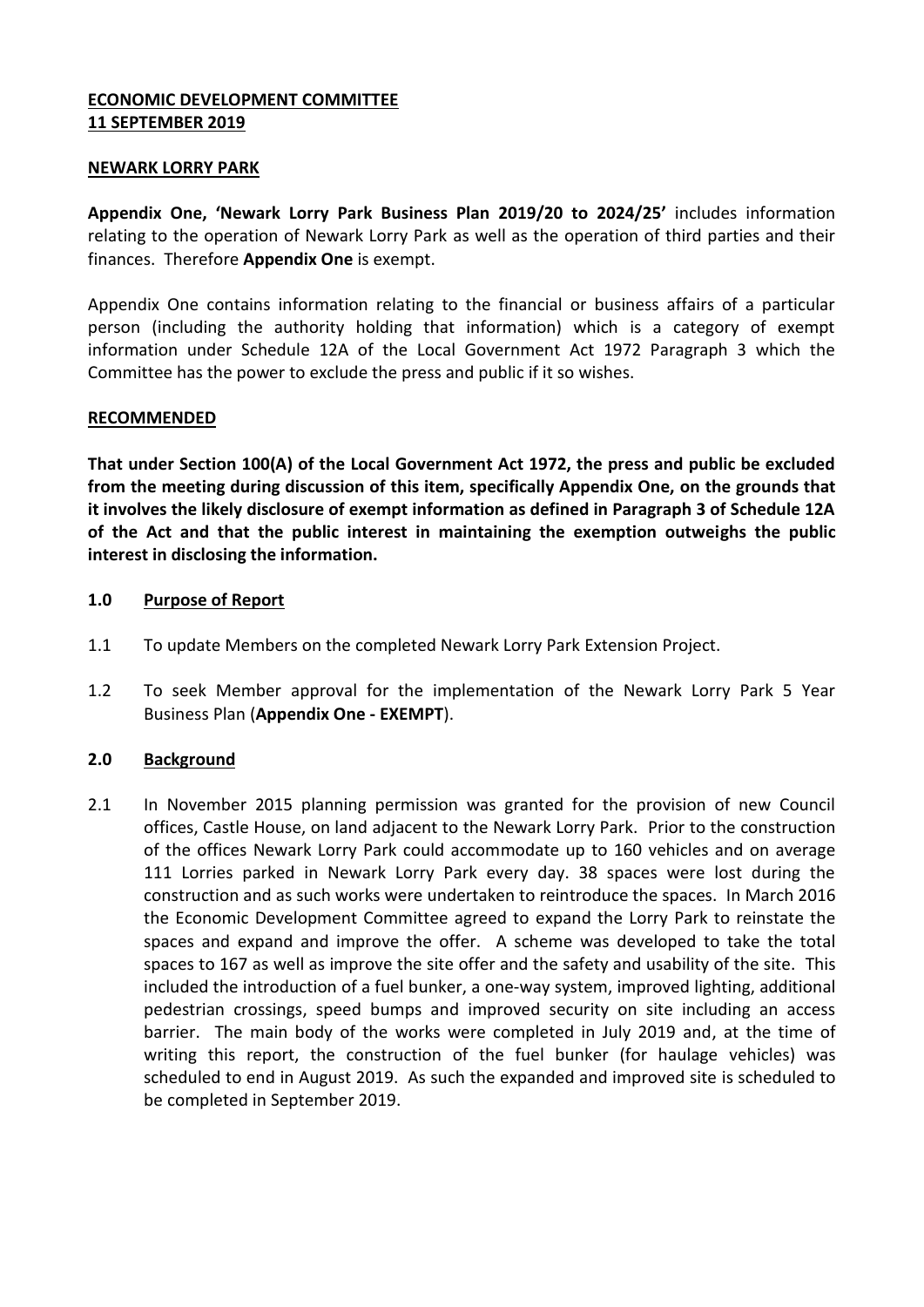**ECONOMIC DEVELOPMENT COMMITTEE**
**11 SEPTEMBER 2019**

**NEWARK LORRY PARK**

**Appendix One, 'Newark Lorry Park Business Plan 2019/20 to 2024/25'** includes information relating to the operation of Newark Lorry Park as well as the operation of third parties and their finances. Therefore **Appendix One** is exempt.

Appendix One contains information relating to the financial or business affairs of a particular person (including the authority holding that information) which is a category of exempt information under Schedule 12A of the Local Government Act 1972 Paragraph 3 which the Committee has the power to exclude the press and public if it so wishes.

**RECOMMENDED**

**That under Section 100(A) of the Local Government Act 1972, the press and public be excluded from the meeting during discussion of this item, specifically Appendix One, on the grounds that it involves the likely disclosure of exempt information as defined in Paragraph 3 of Schedule 12A of the Act and that the public interest in maintaining the exemption outweighs the public interest in disclosing the information.**

## 1.0 Purpose of Report

1.1 To update Members on the completed Newark Lorry Park Extension Project.

1.2 To seek Member approval for the implementation of the Newark Lorry Park 5 Year Business Plan (**Appendix One - EXEMPT**).

## 2.0 Background

2.1 In November 2015 planning permission was granted for the provision of new Council offices, Castle House, on land adjacent to the Newark Lorry Park. Prior to the construction of the offices Newark Lorry Park could accommodate up to 160 vehicles and on average 111 Lorries parked in Newark Lorry Park every day. 38 spaces were lost during the construction and as such works were undertaken to reintroduce the spaces. In March 2016 the Economic Development Committee agreed to expand the Lorry Park to reinstate the spaces and expand and improve the offer. A scheme was developed to take the total spaces to 167 as well as improve the site offer and the safety and usability of the site. This included the introduction of a fuel bunker, a one-way system, improved lighting, additional pedestrian crossings, speed bumps and improved security on site including an access barrier. The main body of the works were completed in July 2019 and, at the time of writing this report, the construction of the fuel bunker (for haulage vehicles) was scheduled to end in August 2019. As such the expanded and improved site is scheduled to be completed in September 2019.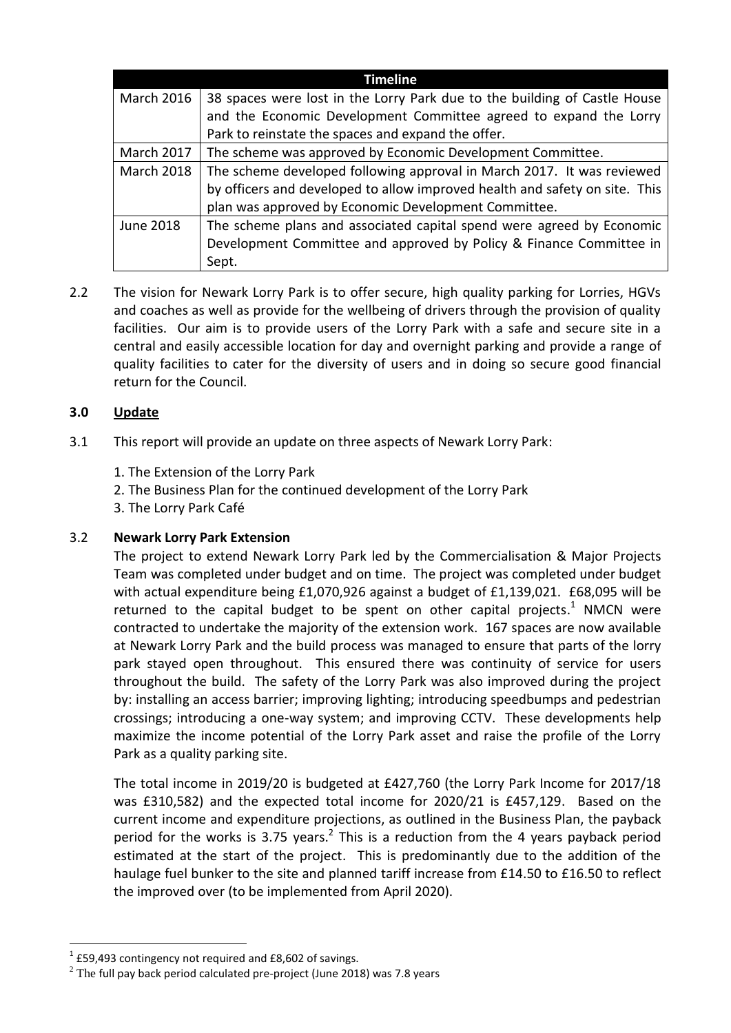| Timeline | |
|---|---|
| March 2016 | 38 spaces were lost in the Lorry Park due to the building of Castle House and the Economic Development Committee agreed to expand the Lorry Park to reinstate the spaces and expand the offer. |
| March 2017 | The scheme was approved by Economic Development Committee. |
| March 2018 | The scheme developed following approval in March 2017. It was reviewed by officers and developed to allow improved health and safety on site. This plan was approved by Economic Development Committee. |
| June 2018 | The scheme plans and associated capital spend were agreed by Economic Development Committee and approved by Policy & Finance Committee in Sept. |

2.2 The vision for Newark Lorry Park is to offer secure, high quality parking for Lorries, HGVs and coaches as well as provide for the wellbeing of drivers through the provision of quality facilities. Our aim is to provide users of the Lorry Park with a safe and secure site in a central and easily accessible location for day and overnight parking and provide a range of quality facilities to cater for the diversity of users and in doing so secure good financial return for the Council.

## 3.0 Update

3.1 This report will provide an update on three aspects of Newark Lorry Park:

1. The Extension of the Lorry Park
2. The Business Plan for the continued development of the Lorry Park
3. The Lorry Park Café

### 3.2 Newark Lorry Park Extension

The project to extend Newark Lorry Park led by the Commercialisation & Major Projects Team was completed under budget and on time. The project was completed under budget with actual expenditure being £1,070,926 against a budget of £1,139,021. £68,095 will be returned to the capital budget to be spent on other capital projects.[1] NMCN were contracted to undertake the majority of the extension work. 167 spaces are now available at Newark Lorry Park and the build process was managed to ensure that parts of the lorry park stayed open throughout. This ensured there was continuity of service for users throughout the build. The safety of the Lorry Park was also improved during the project by: installing an access barrier; improving lighting; introducing speedbumps and pedestrian crossings; introducing a one-way system; and improving CCTV. These developments help maximize the income potential of the Lorry Park asset and raise the profile of the Lorry Park as a quality parking site.

The total income in 2019/20 is budgeted at £427,760 (the Lorry Park Income for 2017/18 was £310,582) and the expected total income for 2020/21 is £457,129. Based on the current income and expenditure projections, as outlined in the Business Plan, the payback period for the works is 3.75 years.[2] This is a reduction from the 4 years payback period estimated at the start of the project. This is predominantly due to the addition of the haulage fuel bunker to the site and planned tariff increase from £14.50 to £16.50 to reflect the improved over (to be implemented from April 2020).

[1] £59,493 contingency not required and £8,602 of savings.

[2] The full pay back period calculated pre-project (June 2018) was 7.8 years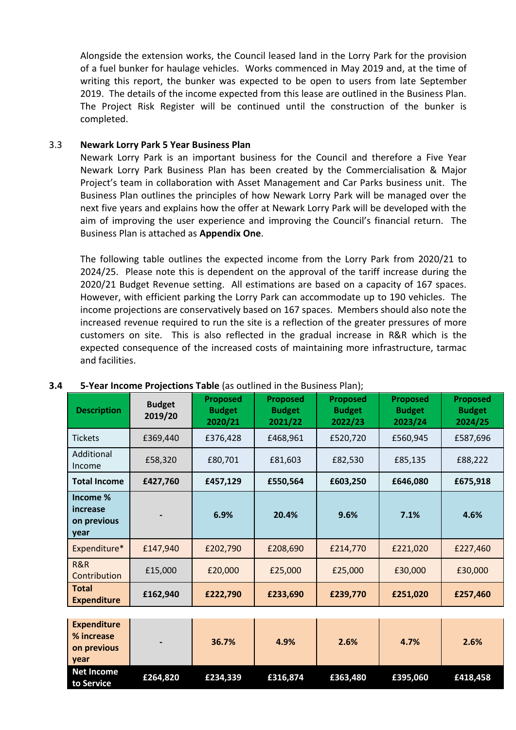Alongside the extension works, the Council leased land in the Lorry Park for the provision of a fuel bunker for haulage vehicles. Works commenced in May 2019 and, at the time of writing this report, the bunker was expected to be open to users from late September 2019. The details of the income expected from this lease are outlined in the Business Plan. The Project Risk Register will be continued until the construction of the bunker is completed.

### 3.3 Newark Lorry Park 5 Year Business Plan

Newark Lorry Park is an important business for the Council and therefore a Five Year Newark Lorry Park Business Plan has been created by the Commercialisation & Major Project's team in collaboration with Asset Management and Car Parks business unit. The Business Plan outlines the principles of how Newark Lorry Park will be managed over the next five years and explains how the offer at Newark Lorry Park will be developed with the aim of improving the user experience and improving the Council's financial return. The Business Plan is attached as **Appendix One**.

The following table outlines the expected income from the Lorry Park from 2020/21 to 2024/25. Please note this is dependent on the approval of the tariff increase during the 2020/21 Budget Revenue setting. All estimations are based on a capacity of 167 spaces. However, with efficient parking the Lorry Park can accommodate up to 190 vehicles. The income projections are conservatively based on 167 spaces. Members should also note the increased revenue required to run the site is a reflection of the greater pressures of more customers on site. This is also reflected in the gradual increase in R&R which is the expected consequence of the increased costs of maintaining more infrastructure, tarmac and facilities.

### 3.4 5-Year Income Projections Table (as outlined in the Business Plan);

| Description | Budget 2019/20 | Proposed Budget 2020/21 | Proposed Budget 2021/22 | Proposed Budget 2022/23 | Proposed Budget 2023/24 | Proposed Budget 2024/25 |
|---|---|---|---|---|---|---|
| Tickets | £369,440 | £376,428 | £468,961 | £520,720 | £560,945 | £587,696 |
| Additional Income | £58,320 | £80,701 | £81,603 | £82,530 | £85,135 | £88,222 |
| **Total Income** | **£427,760** | **£457,129** | **£550,564** | **£603,250** | **£646,080** | **£675,918** |
| **Income % increase on previous year** | **-** | **6.9%** | **20.4%** | **9.6%** | **7.1%** | **4.6%** |
| Expenditure* | £147,940 | £202,790 | £208,690 | £214,770 | £221,020 | £227,460 |
| R&R Contribution | £15,000 | £20,000 | £25,000 | £25,000 | £30,000 | £30,000 |
| **Total Expenditure** | **£162,940** | **£222,790** | **£233,690** | **£239,770** | **£251,020** | **£257,460** |
| **Expenditure % increase on previous year** | **-** | **36.7%** | **4.9%** | **2.6%** | **4.7%** | **2.6%** |
| **Net Income to Service** | **£264,820** | **£234,339** | **£316,874** | **£363,480** | **£395,060** | **£418,458** |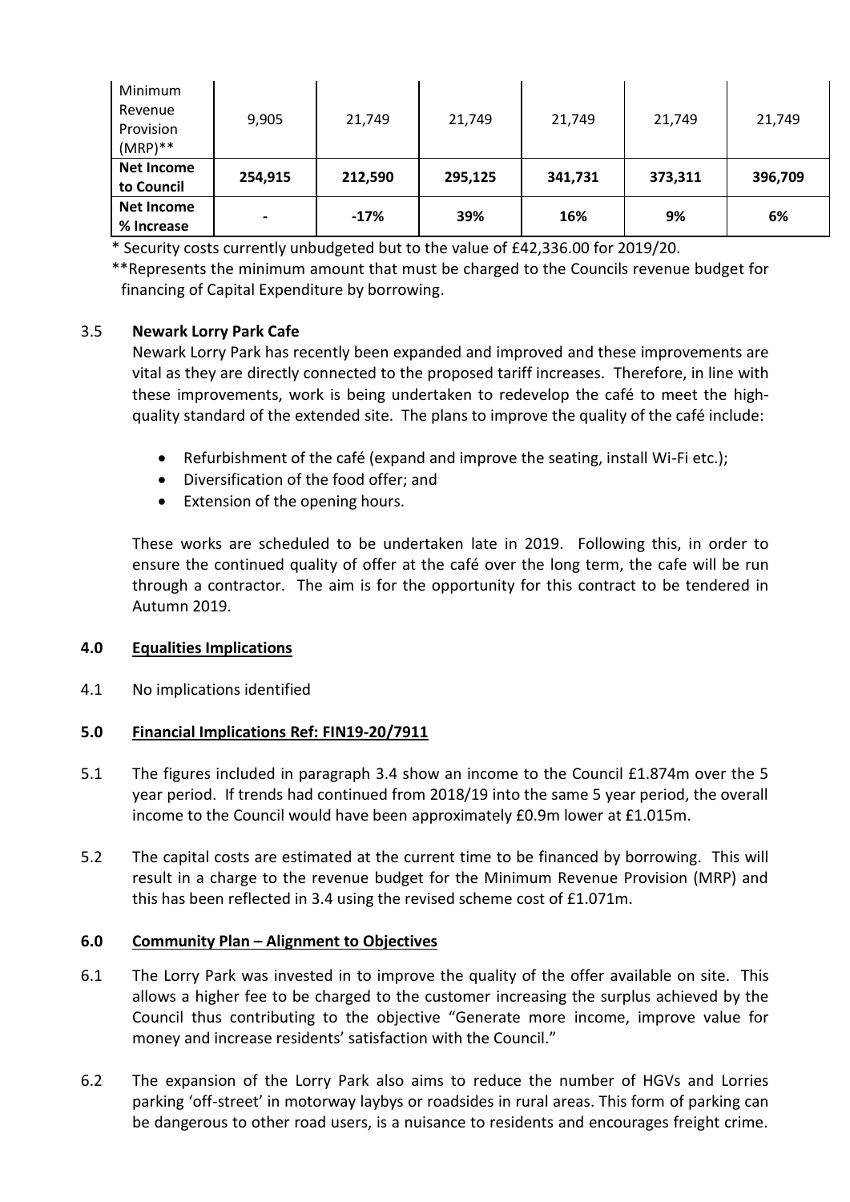| Minimum Revenue Provision (MRP)** | 9,905 | 21,749 | 21,749 | 21,749 | 21,749 | 21,749 |
|---|---|---|---|---|---|---|
| **Net Income to Council** | **254,915** | **212,590** | **295,125** | **341,731** | **373,311** | **396,709** |
| **Net Income % Increase** | **-** | **-17%** | **39%** | **16%** | **9%** | **6%** |

\* Security costs currently unbudgeted but to the value of £42,336.00 for 2019/20.

**Represents the minimum amount that must be charged to the Councils revenue budget for financing of Capital Expenditure by borrowing.

3.5 **Newark Lorry Park Cafe**

Newark Lorry Park has recently been expanded and improved and these improvements are vital as they are directly connected to the proposed tariff increases. Therefore, in line with these improvements, work is being undertaken to redevelop the café to meet the high-quality standard of the extended site. The plans to improve the quality of the café include:

- Refurbishment of the café (expand and improve the seating, install Wi-Fi etc.);
- Diversification of the food offer; and
- Extension of the opening hours.

These works are scheduled to be undertaken late in 2019. Following this, in order to ensure the continued quality of offer at the café over the long term, the cafe will be run through a contractor. The aim is for the opportunity for this contract to be tendered in Autumn 2019.

## 4.0 Equalities Implications

4.1 No implications identified

## 5.0 Financial Implications Ref: FIN19-20/7911

5.1 The figures included in paragraph 3.4 show an income to the Council £1.874m over the 5 year period. If trends had continued from 2018/19 into the same 5 year period, the overall income to the Council would have been approximately £0.9m lower at £1.015m.

5.2 The capital costs are estimated at the current time to be financed by borrowing. This will result in a charge to the revenue budget for the Minimum Revenue Provision (MRP) and this has been reflected in 3.4 using the revised scheme cost of £1.071m.

## 6.0 Community Plan – Alignment to Objectives

6.1 The Lorry Park was invested in to improve the quality of the offer available on site. This allows a higher fee to be charged to the customer increasing the surplus achieved by the Council thus contributing to the objective "Generate more income, improve value for money and increase residents' satisfaction with the Council."

6.2 The expansion of the Lorry Park also aims to reduce the number of HGVs and Lorries parking 'off-street' in motorway laybys or roadsides in rural areas. This form of parking can be dangerous to other road users, is a nuisance to residents and encourages freight crime.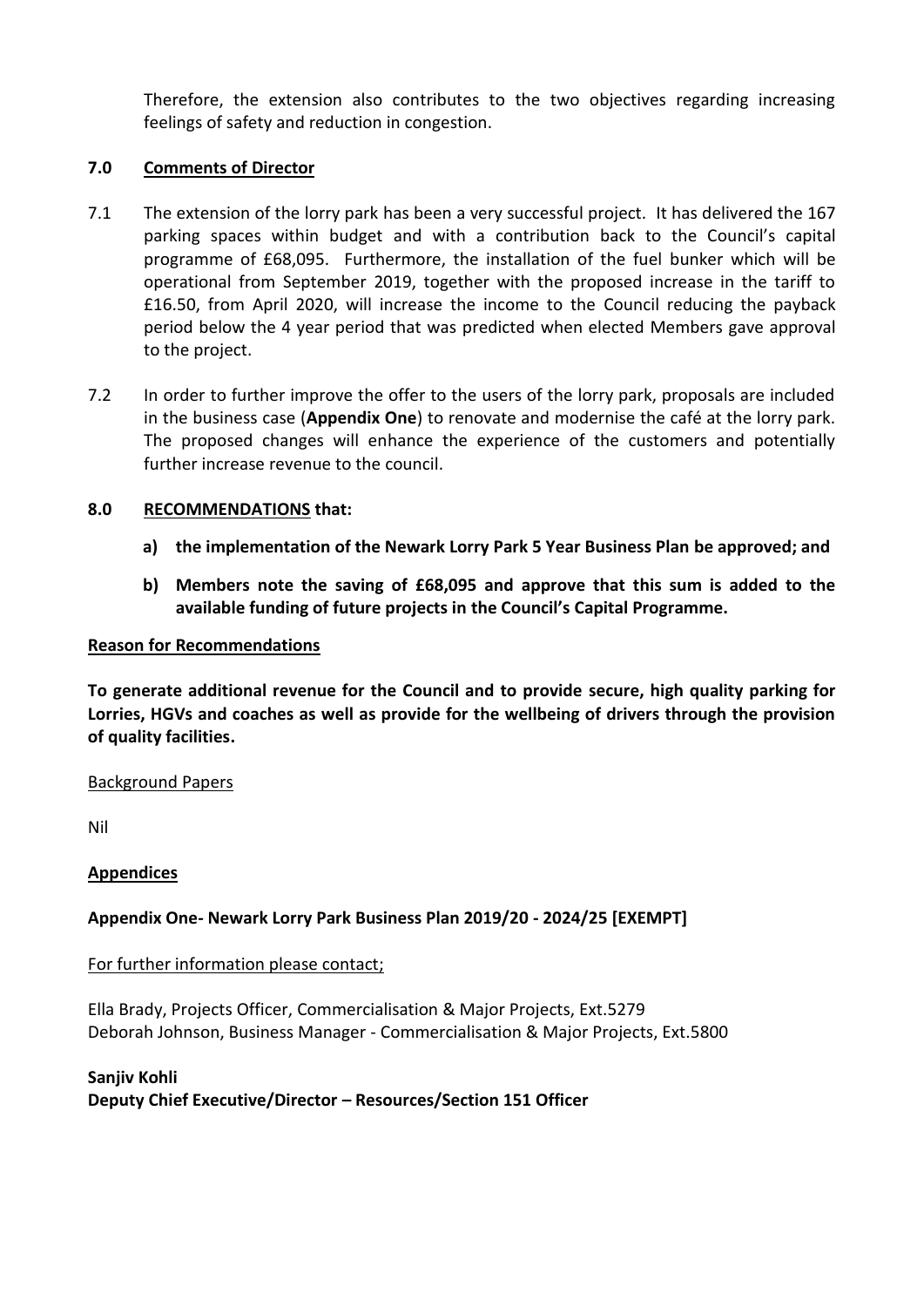Therefore, the extension also contributes to the two objectives regarding increasing feelings of safety and reduction in congestion.

## 7.0 Comments of Director

7.1 The extension of the lorry park has been a very successful project. It has delivered the 167 parking spaces within budget and with a contribution back to the Council's capital programme of £68,095. Furthermore, the installation of the fuel bunker which will be operational from September 2019, together with the proposed increase in the tariff to £16.50, from April 2020, will increase the income to the Council reducing the payback period below the 4 year period that was predicted when elected Members gave approval to the project.

7.2 In order to further improve the offer to the users of the lorry park, proposals are included in the business case (**Appendix One**) to renovate and modernise the café at the lorry park. The proposed changes will enhance the experience of the customers and potentially further increase revenue to the council.

## 8.0 RECOMMENDATIONS that:

**a) the implementation of the Newark Lorry Park 5 Year Business Plan be approved; and**

**b) Members note the saving of £68,095 and approve that this sum is added to the available funding of future projects in the Council's Capital Programme.**

**Reason for Recommendations**

**To generate additional revenue for the Council and to provide secure, high quality parking for Lorries, HGVs and coaches as well as provide for the wellbeing of drivers through the provision of quality facilities.**

Background Papers

Nil

**Appendices**

**Appendix One- Newark Lorry Park Business Plan 2019/20 - 2024/25 [EXEMPT]**

For further information please contact;

Ella Brady, Projects Officer, Commercialisation & Major Projects, Ext.5279
Deborah Johnson, Business Manager - Commercialisation & Major Projects, Ext.5800

**Sanjiv Kohli**
**Deputy Chief Executive/Director – Resources/Section 151 Officer**